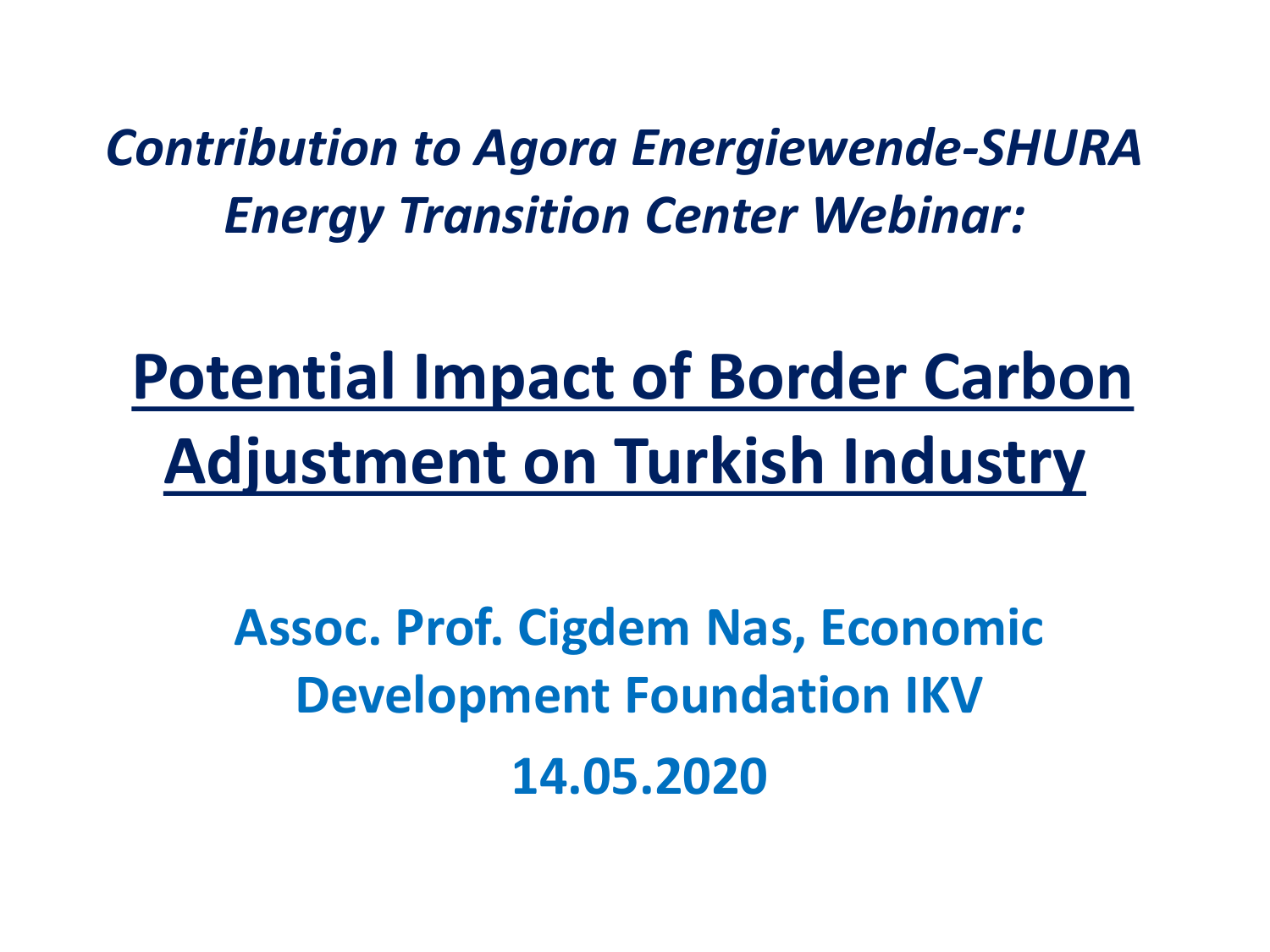*Contribution to Agora Energiewende-SHURA Energy Transition Center Webinar:*

# Potential Impact of Border Carbon Adjustment on Turkish Industry

**Assoc. Prof. Cigdem Nas, Economic Development Foundation IKV**

**14.05.2020**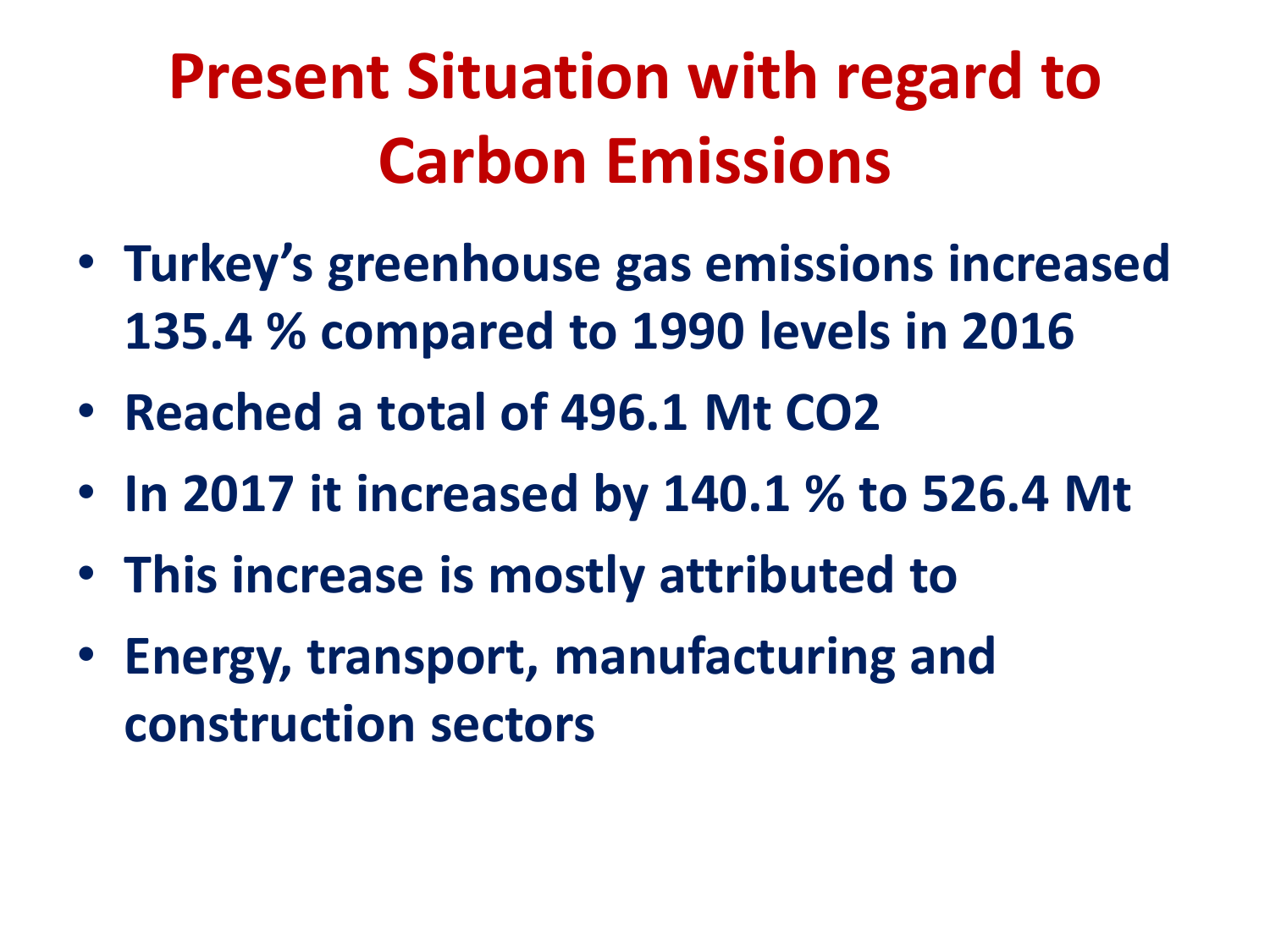# Present Situation with regard to Carbon Emissions

- Turkey's greenhouse gas emissions increased 135.4 % compared to 1990 levels in 2016
- Reached a total of 496.1 Mt $CO_2$
- In 2017 it increased by 140.1 % to 526.4 Mt
- This increase is mostly attributed to
- Energy, transport, manufacturing and construction sectors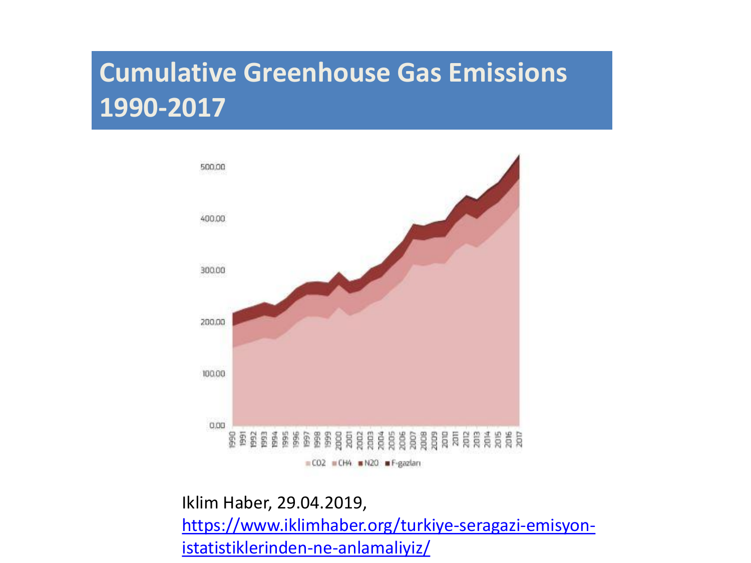# Cumulative Greenhouse Gas Emissions 1990-2017

Iklim Haber, 29.04.2019, https://www.iklimhaber.org/turkiye-seragazi-emisyon-istatistiklerinden-ne-anlamaliyiz/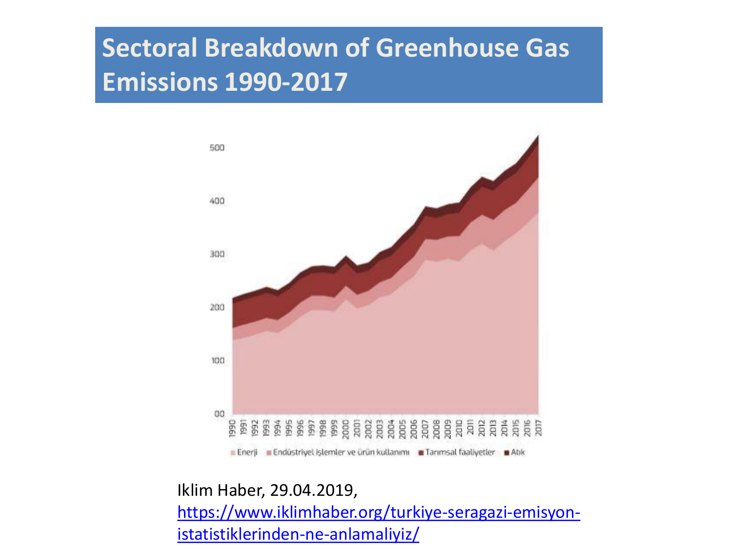# Sectoral Breakdown of Greenhouse Gas Emissions 1990-2017

Iklim Haber, 29.04.2019, [https://www.iklimhaber.org/turkiye-seragazi-emisyon-istatistiklerinden-ne-anlamaliyiz/](https://www.iklimhaber.org/turkiye-seragazi-emisyon-istatistiklerinden-ne-anlamaliyiz/)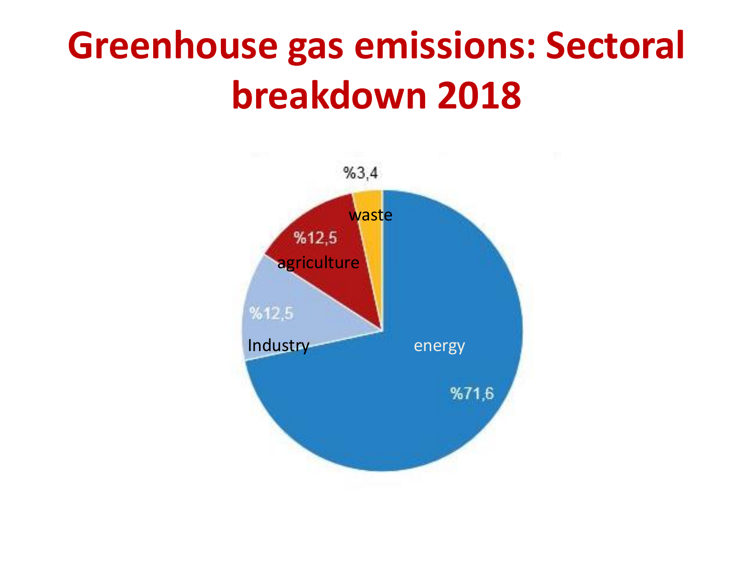# Greenhouse gas emissions: Sectoral breakdown 2018

%3,4

waste

%12,5

agriculture

%12,5

Industry

energy

%71,6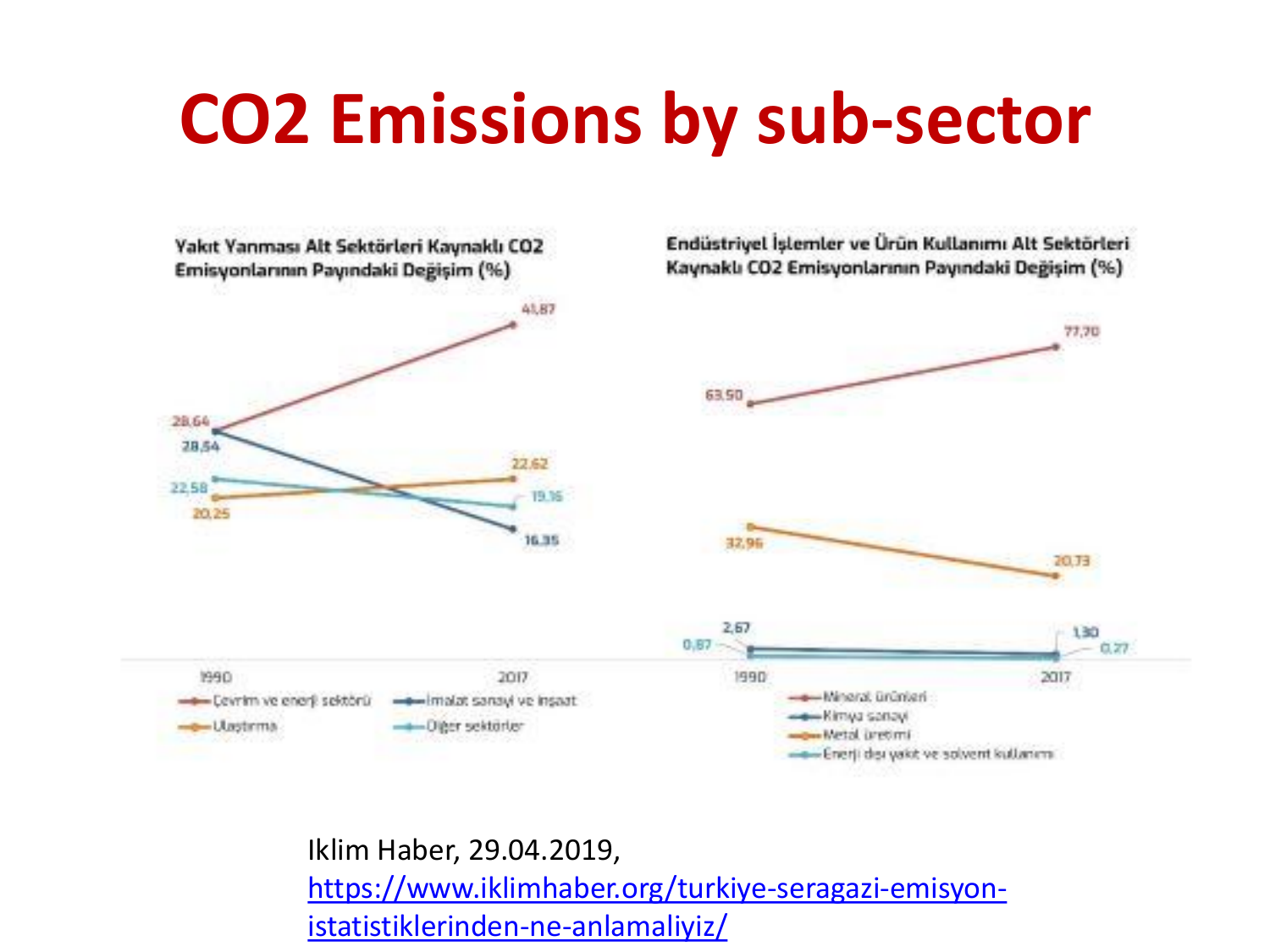# $CO_2$ Emissions by sub-sector

**Yakıt Yanması Alt Sektörleri Kaynaklı CO2 Emisyonlarının Payındaki Değişim (%)**

| | 1990 | 2017 |
|---|---|---|
| Çevrim ve enerji sektörü | 28,64 | 41,87 |
| İmalat sanayi ve inşaat | 28,54 | 16,35 |
| Ulaştırma | 20,25 | 22,62 |
| Diğer sektörler | 22,58 | 19,16 |

**Endüstriyel İşlemler ve Ürün Kullanımı Alt Sektörleri Kaynaklı CO2 Emisyonlarının Payındaki Değişim (%)**

| | 1990 | 2017 |
|---|---|---|
| Mineral ürünleri | 63,50 | 77,70 |
| Kimya sanayi | 2,67 | 1,30 |
| Metal üretimi | 32,96 | 20,73 |
| Enerji dışı yakıt ve solvent kullanımı | 0,87 | 0,27 |

Iklim Haber, 29.04.2019, https://www.iklimhaber.org/turkiye-seragazi-emisyon-istatistiklerinden-ne-anlamaliyiz/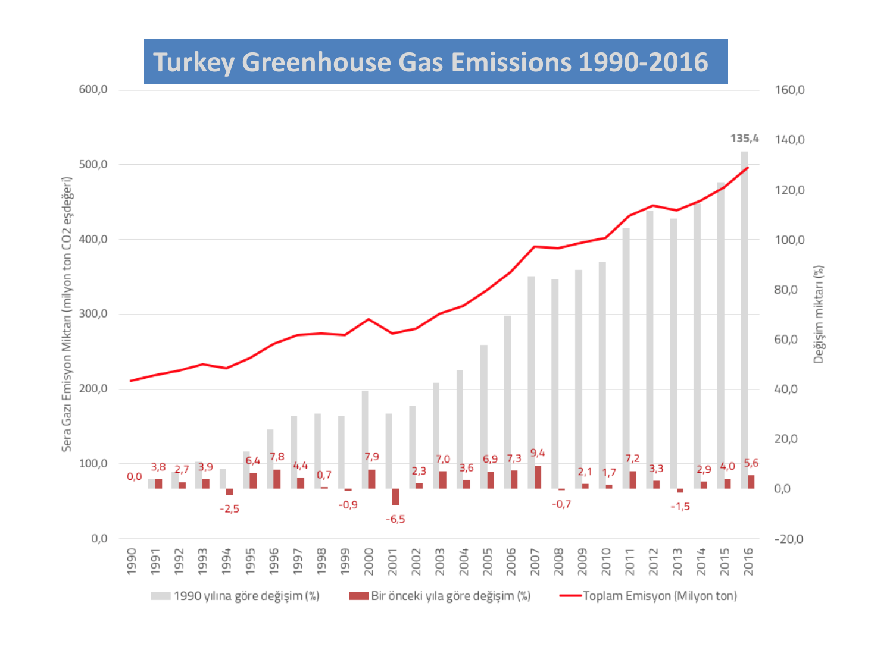# Turkey Greenhouse Gas Emissions 1990-2016

Sera Gazı Emisyon Miktarı (milyon ton CO2 eşdeğeri)

Değişim miktarı (%)

| Yıl | Bir önceki yıla göre değişim (%) |
| --- | --- |
| 1990 | 0,0 |
| 1991 | 3,8 |
| 1992 | 2,7 |
| 1993 | 3,9 |
| 1994 | -2,5 |
| 1995 | 6,4 |
| 1996 | 7,8 |
| 1997 | 4,4 |
| 1998 | 0,7 |
| 1999 | -0,9 |
| 2000 | 7,9 |
| 2001 | -6,5 |
| 2002 | 2,3 |
| 2003 | 7,0 |
| 2004 | 3,6 |
| 2005 | 6,9 |
| 2006 | 7,3 |
| 2007 | 9,4 |
| 2008 | -0,7 |
| 2009 | 2,1 |
| 2010 | 1,7 |
| 2011 | 7,2 |
| 2012 | 3,3 |
| 2013 | -1,5 |
| 2014 | 2,9 |
| 2015 | 4,0 |
| 2016 | 5,6 |

2016 (1990 yılına göre değişim): 135,4

1990 yılına göre değişim (%) | Bir önceki yıla göre değişim (%) | Toplam Emisyon (Milyon ton)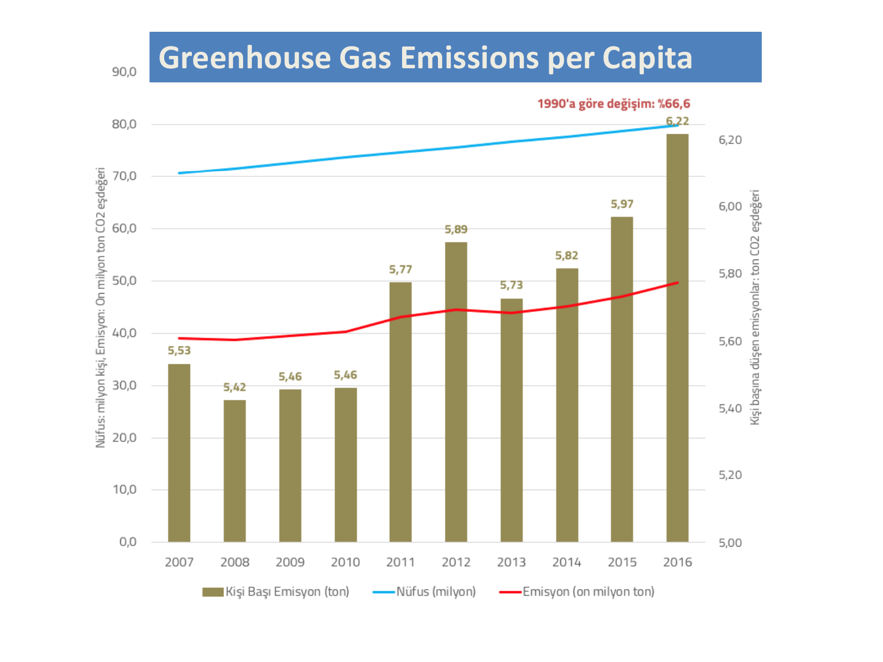# Greenhouse Gas Emissions per Capita

1990'a göre değişim: %66,6

| Yıl | Kişi Başı Emisyon (ton) |
|---|---|
| 2007 | 5,53 |
| 2008 | 5,42 |
| 2009 | 5,46 |
| 2010 | 5,46 |
| 2011 | 5,77 |
| 2012 | 5,89 |
| 2013 | 5,73 |
| 2014 | 5,82 |
| 2015 | 5,97 |
| 2016 | 6,22 |

Nüfus: milyon kişi, Emisyon: On milyon ton $CO_2$ eşdeğeri

Kişi başına düşen emisyonlar: ton $CO_2$ eşdeğeri

Kişi Başı Emisyon (ton) — Nüfus (milyon) — Emisyon (on milyon ton)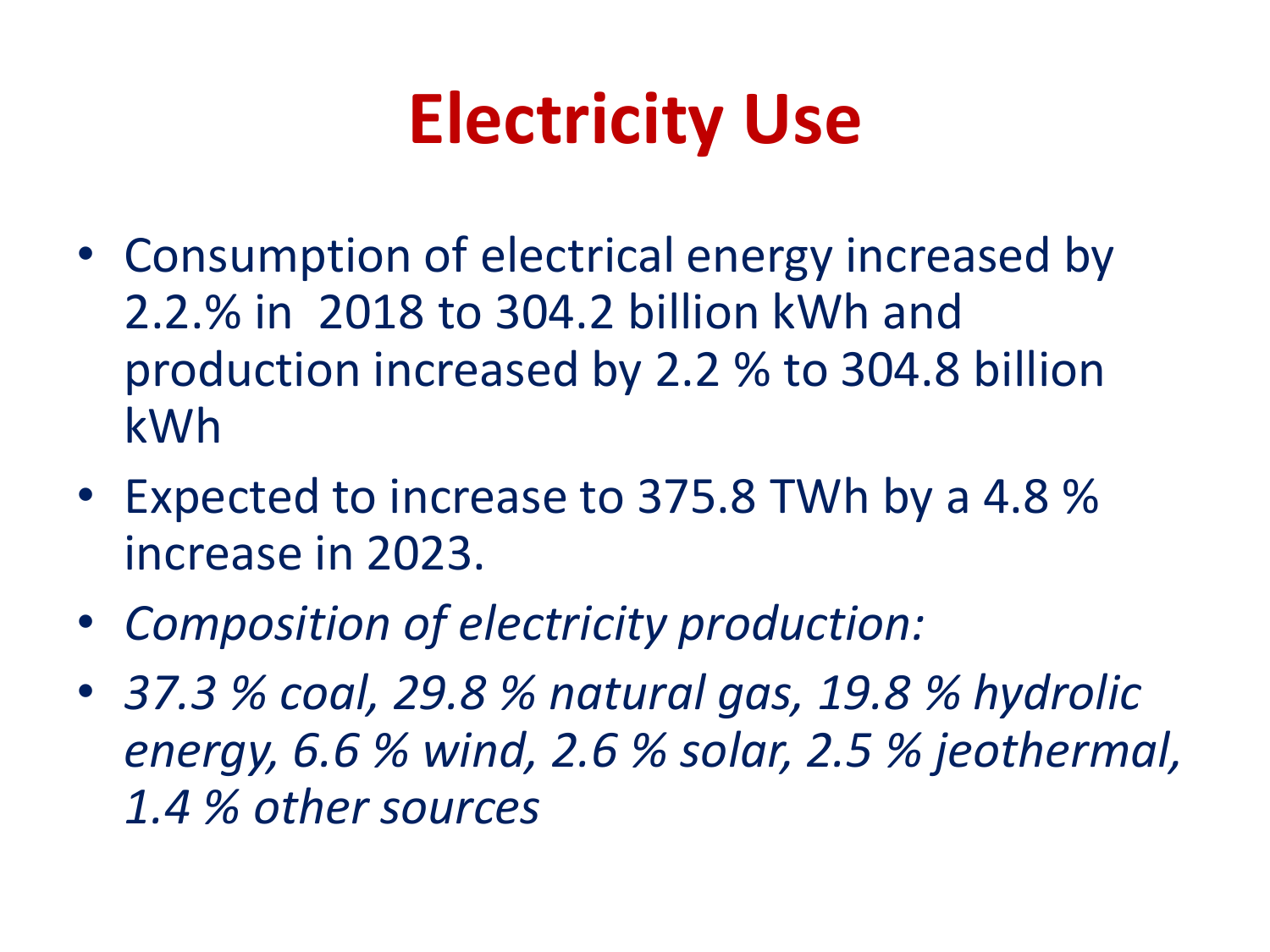# Electricity Use

- Consumption of electrical energy increased by 2.2.% in 2018 to 304.2 billion kWh and production increased by 2.2 % to 304.8 billion kWh
- Expected to increase to 375.8 TWh by a 4.8 % increase in 2023.
- *Composition of electricity production:*
- *37.3 % coal, 29.8 % natural gas, 19.8 % hydrolic energy, 6.6 % wind, 2.6 % solar, 2.5 % jeothermal, 1.4 % other sources*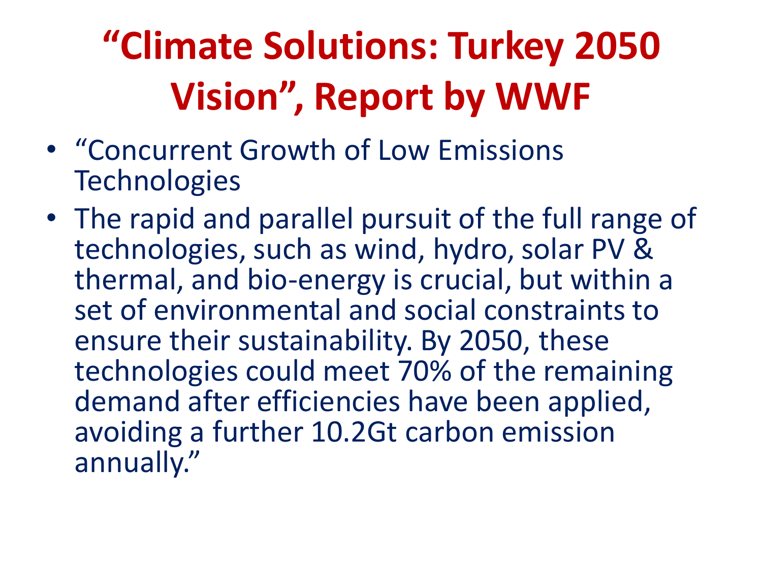# "Climate Solutions: Turkey 2050 Vision", Report by WWF

- "Concurrent Growth of Low Emissions Technologies
- The rapid and parallel pursuit of the full range of technologies, such as wind, hydro, solar PV & thermal, and bio-energy is crucial, but within a set of environmental and social constraints to ensure their sustainability. By 2050, these technologies could meet 70% of the remaining demand after efficiencies have been applied, avoiding a further 10.2Gt carbon emission annually."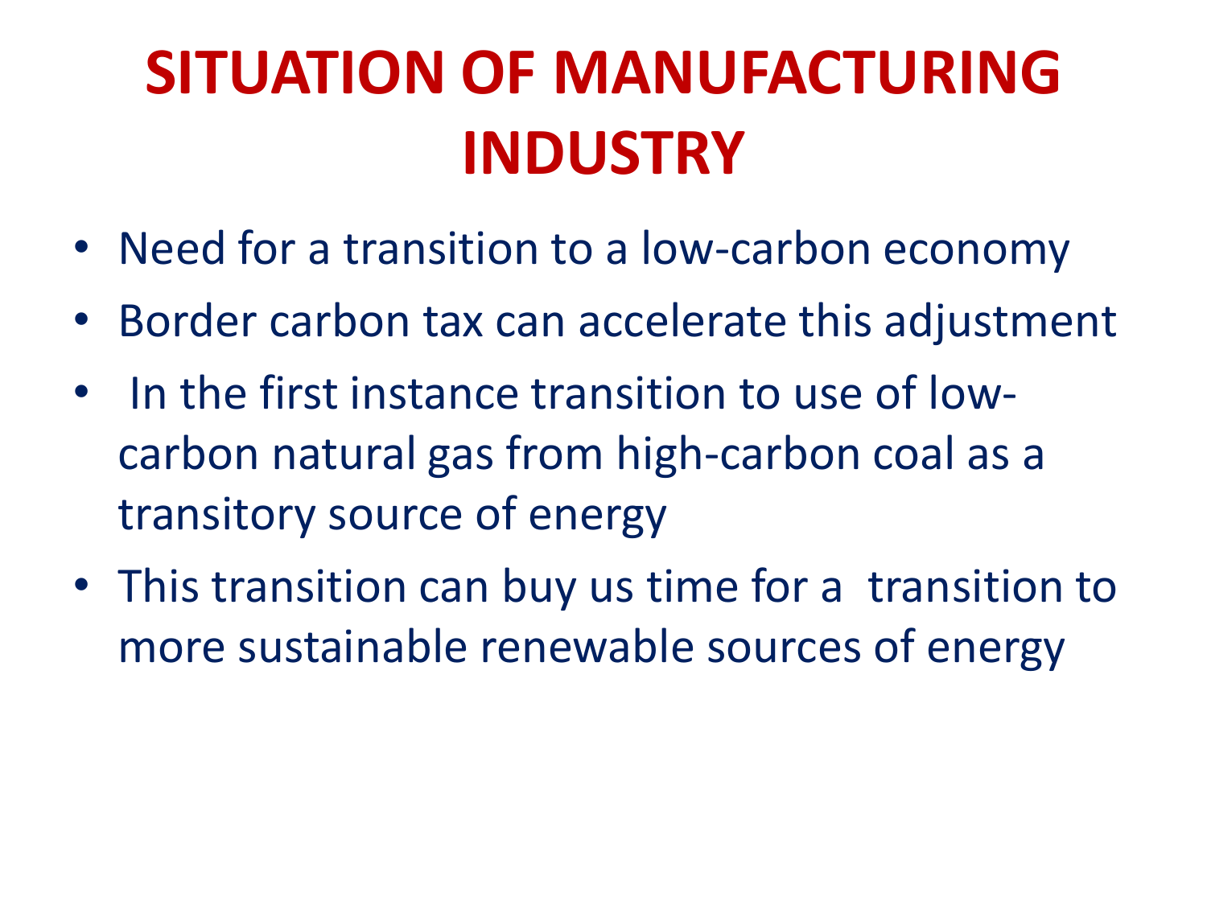# SITUATION OF MANUFACTURING INDUSTRY

- Need for a transition to a low-carbon economy
- Border carbon tax can accelerate this adjustment
- In the first instance transition to use of low-carbon natural gas from high-carbon coal as a transitory source of energy
- This transition can buy us time for a transition to more sustainable renewable sources of energy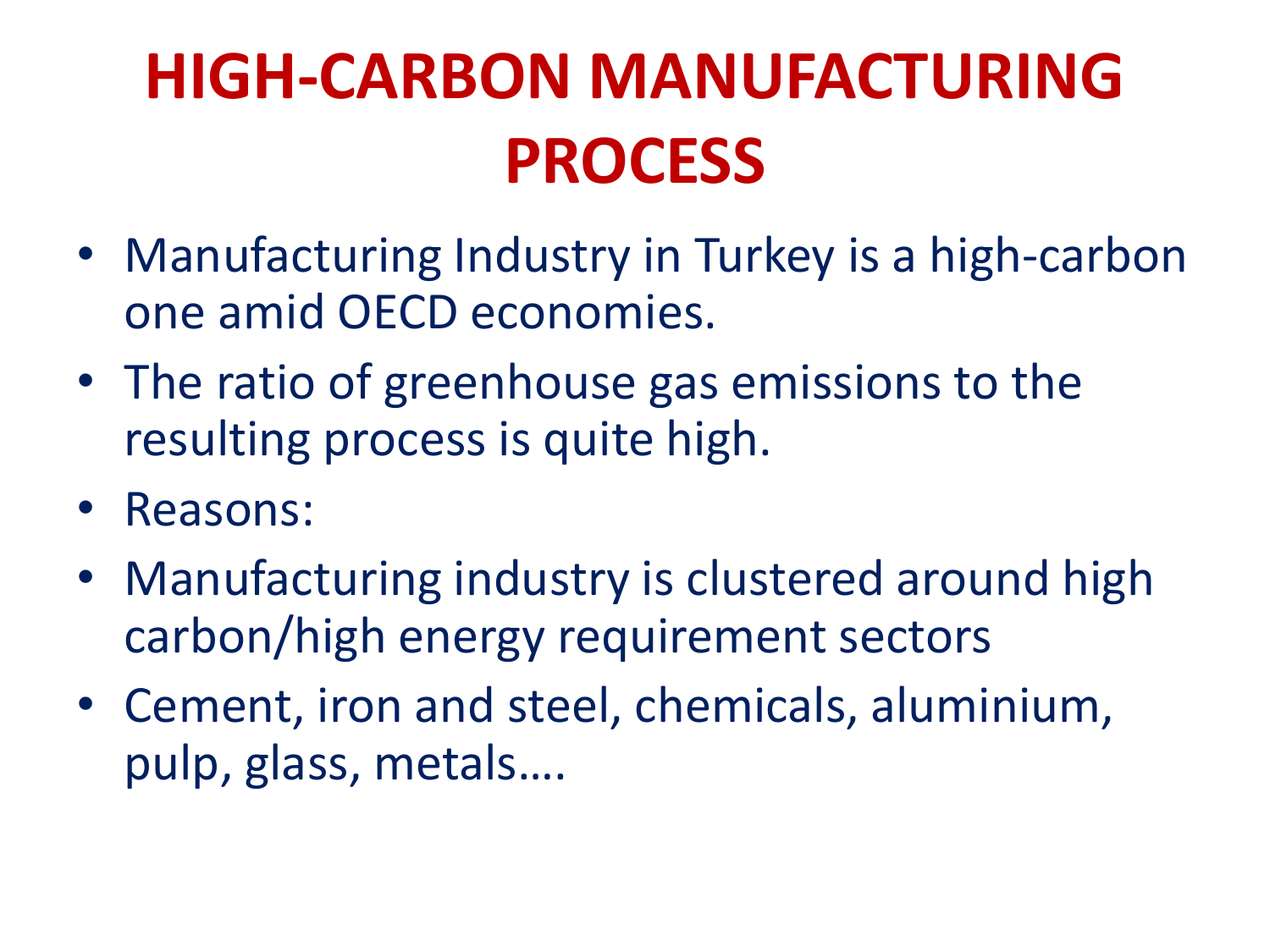# HIGH-CARBON MANUFACTURING PROCESS

- Manufacturing Industry in Turkey is a high-carbon one amid OECD economies.
- The ratio of greenhouse gas emissions to the resulting process is quite high.
- Reasons:
- Manufacturing industry is clustered around high carbon/high energy requirement sectors
- Cement, iron and steel, chemicals, aluminium, pulp, glass, metals….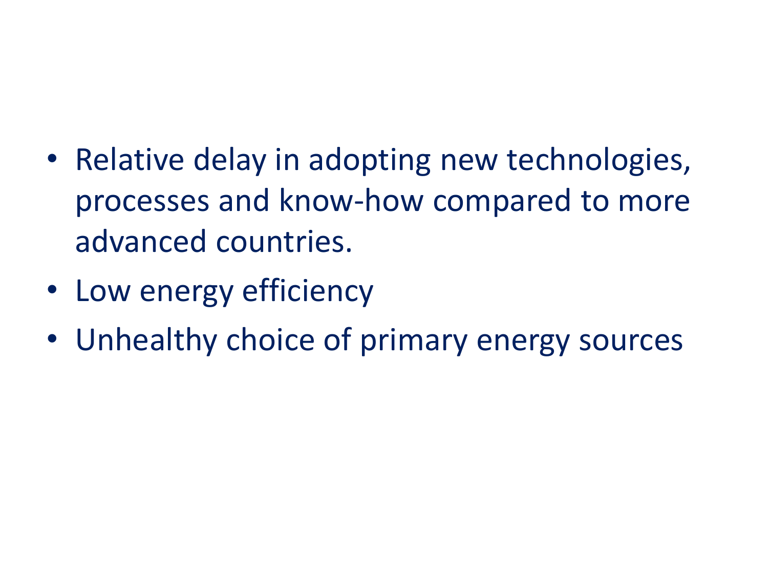- Relative delay in adopting new technologies, processes and know-how compared to more advanced countries.
- Low energy efficiency
- Unhealthy choice of primary energy sources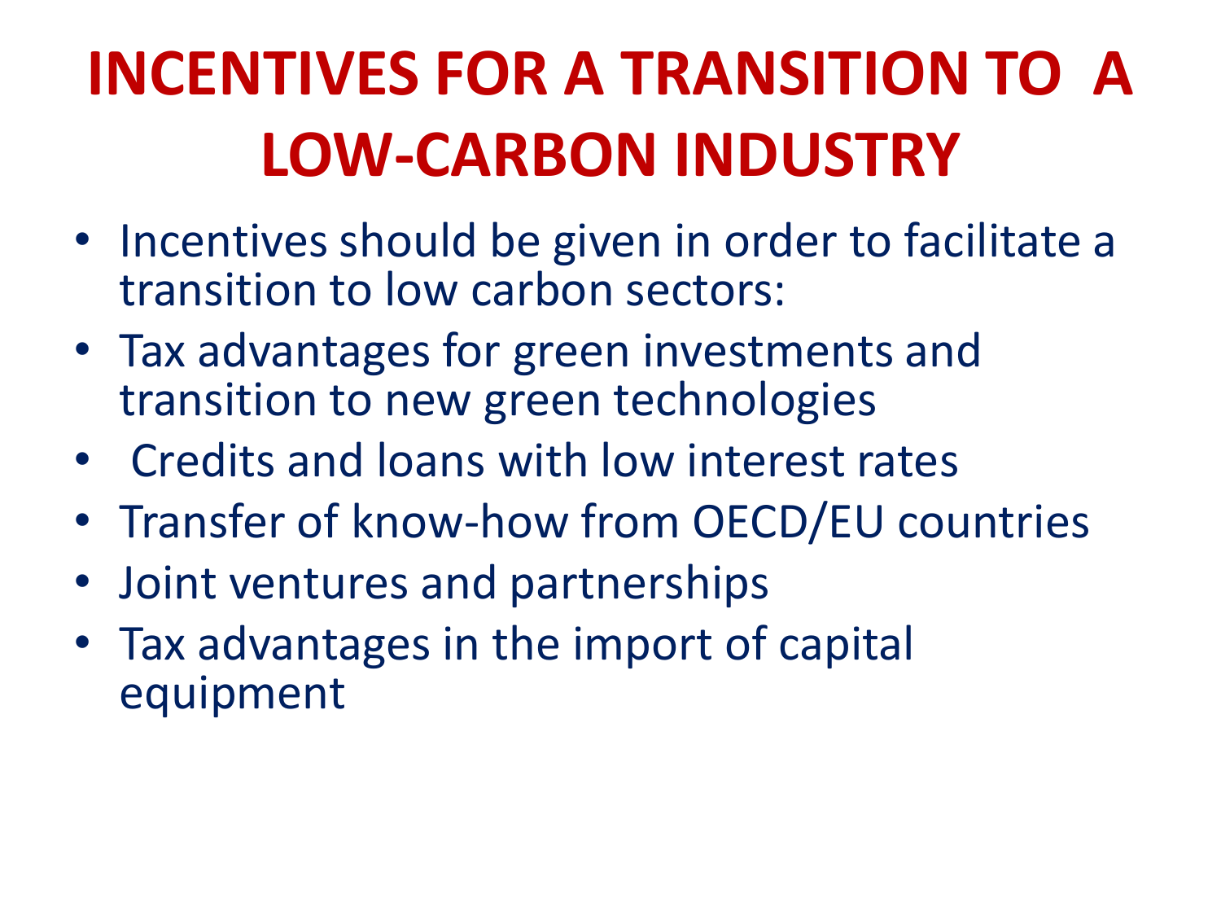# INCENTIVES FOR A TRANSITION TO A LOW-CARBON INDUSTRY

- Incentives should be given in order to facilitate a transition to low carbon sectors:
- Tax advantages for green investments and transition to new green technologies
- Credits and loans with low interest rates
- Transfer of know-how from OECD/EU countries
- Joint ventures and partnerships
- Tax advantages in the import of capital equipment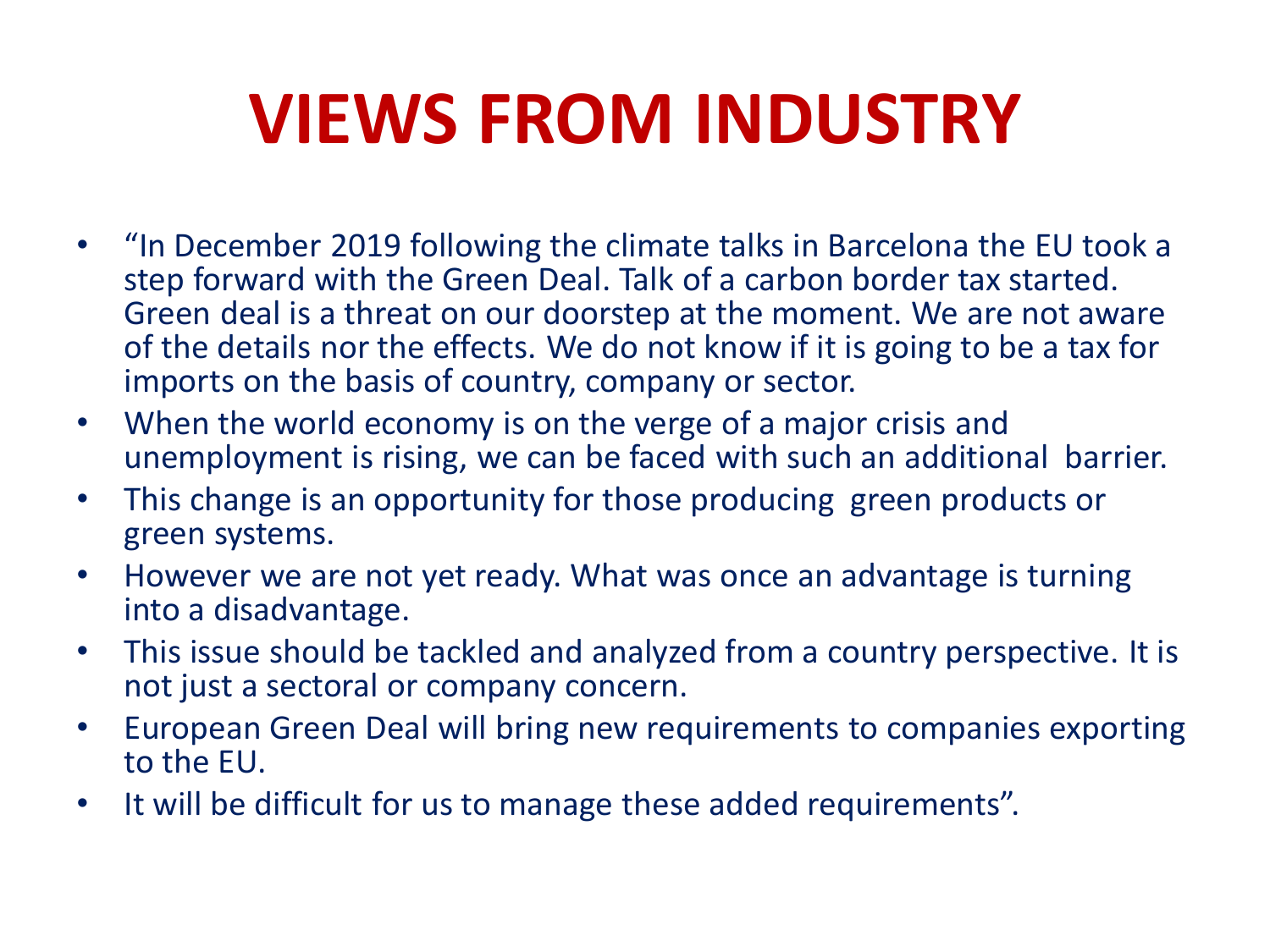# VIEWS FROM INDUSTRY

- "In December 2019 following the climate talks in Barcelona the EU took a step forward with the Green Deal. Talk of a carbon border tax started. Green deal is a threat on our doorstep at the moment. We are not aware of the details nor the effects. We do not know if it is going to be a tax for imports on the basis of country, company or sector.
- When the world economy is on the verge of a major crisis and unemployment is rising, we can be faced with such an additional barrier.
- This change is an opportunity for those producing green products or green systems.
- However we are not yet ready. What was once an advantage is turning into a disadvantage.
- This issue should be tackled and analyzed from a country perspective. It is not just a sectoral or company concern.
- European Green Deal will bring new requirements to companies exporting to the EU.
- It will be difficult for us to manage these added requirements".